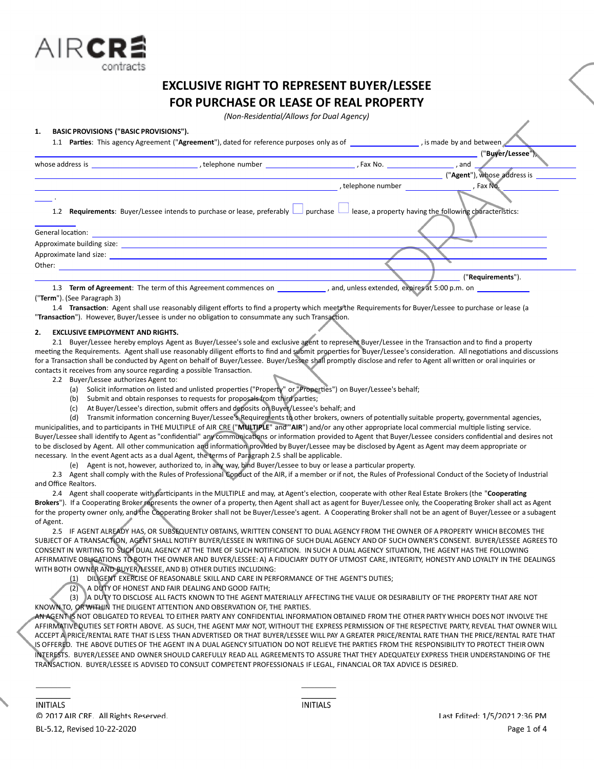AIR CRE contracts

# EXCLUSIVE RIGHT TO REPRESENT BUYER/LESSEE FOR PURCHASE OR LEASE OF REAL PROPERTY

*(Non-Residential/Allows for Dual Agency)*

**1. BASIC PROVISIONS ("BASIC PROVISIONS").**

1.1 **Parties**: This agency Agreement ("**Agreement**"), dated for reference purposes only as of ________________, is made by and between ________________________________________ ("**Buyer/Lessee**"), whose address is __________________________, telephone number ______________________, Fax No. ________________, and ________________________________________ ("**Agent**"), whose address is ________________________________________, telephone number ________________, Fax No. ______________ .

1.2 **Requirements**: Buyer/Lessee intends to purchase or lease, preferably ☐ purchase ☐ lease, a property having the following characteristics:

General location: ________________________________________

Approximate building size: ________________________________________

Approximate land size: ________________________________________

Other: ________________________________________ ("**Requirements**").

1.3 **Term of Agreement**: The term of this Agreement commences on ____________, and, unless extended, expires at 5:00 p.m. on ____________ ("**Term**"). (See Paragraph 3)

1.4 **Transaction**: Agent shall use reasonably diligent efforts to find a property which meets the Requirements for Buyer/Lessee to purchase or lease (a "**Transaction**"). However, Buyer/Lessee is under no obligation to consummate any such Transaction.

**2. EXCLUSIVE EMPLOYMENT AND RIGHTS.**

2.1 Buyer/Lessee hereby employs Agent as Buyer/Lessee's sole and exclusive agent to represent Buyer/Lessee in the Transaction and to find a property meeting the Requirements. Agent shall use reasonably diligent efforts to find and submit properties for Buyer/Lessee's consideration. All negotiations and discussions for a Transaction shall be conducted by Agent on behalf of Buyer/Lessee. Buyer/Lessee shall promptly disclose and refer to Agent all written or oral inquiries or contacts it receives from any source regarding a possible Transaction.

2.2 Buyer/Lessee authorizes Agent to:

(a) Solicit information on listed and unlisted properties ("Property" or "Properties") on Buyer/Lessee's behalf;

(b) Submit and obtain responses to requests for proposals from third parties;

(c) At Buyer/Lessee's direction, submit offers and deposits on Buyer/Lessee's behalf; and

(d) Transmit information concerning Buyer/Lessee's Requirements to other brokers, owners of potentially suitable property, governmental agencies, municipalities, and to participants in THE MULTIPLE of AIR CRE ("**MULTIPLE**" and "**AIR**") and/or any other appropriate local commercial multiple listing service. Buyer/Lessee shall identify to Agent as "confidential" any communications or information provided to Agent that Buyer/Lessee considers confidential and desires not to be disclosed by Agent. All other communication and information provided by Buyer/Lessee may be disclosed by Agent as Agent may deem appropriate or necessary. In the event Agent acts as a dual Agent, the terms of Paragraph 2.5 shall be applicable.

(e) Agent is not, however, authorized to, in any way, bind Buyer/Lessee to buy or lease a particular property.

2.3 Agent shall comply with the Rules of Professional Conduct of the AIR, if a member or if not, the Rules of Professional Conduct of the Society of Industrial and Office Realtors.

2.4 Agent shall cooperate with participants in the MULTIPLE and may, at Agent's election, cooperate with other Real Estate Brokers (the "**Cooperating Brokers**"). If a Cooperating Broker represents the owner of a property, then Agent shall act as agent for Buyer/Lessee only, the Cooperating Broker shall act as Agent for the property owner only, and the Cooperating Broker shall not be Buyer/Lessee's agent. A Cooperating Broker shall not be an agent of Buyer/Lessee or a subagent of Agent.

2.5 IF AGENT ALREADY HAS, OR SUBSEQUENTLY OBTAINS, WRITTEN CONSENT TO DUAL AGENCY FROM THE OWNER OF A PROPERTY WHICH BECOMES THE SUBJECT OF A TRANSACTION, AGENT SHALL NOTIFY BUYER/LESSEE IN WRITING OF SUCH DUAL AGENCY AND OF SUCH OWNER'S CONSENT. BUYER/LESSEE AGREES TO CONSENT IN WRITING TO SUCH DUAL AGENCY AT THE TIME OF SUCH NOTIFICATION. IN SUCH A DUAL AGENCY SITUATION, THE AGENT HAS THE FOLLOWING AFFIRMATIVE OBLIGATIONS TO BOTH THE OWNER AND BUYER/LESSEE: A) A FIDUCIARY DUTY OF UTMOST CARE, INTEGRITY, HONESTY AND LOYALTY IN THE DEALINGS WITH BOTH OWNER AND BUYER/LESSEE, AND B) OTHER DUTIES INCLUDING:

(1) DILIGENT EXERCISE OF REASONABLE SKILL AND CARE IN PERFORMANCE OF THE AGENT'S DUTIES;

(2) A DUTY OF HONEST AND FAIR DEALING AND GOOD FAITH;

(3) A DUTY TO DISCLOSE ALL FACTS KNOWN TO THE AGENT MATERIALLY AFFECTING THE VALUE OR DESIRABILITY OF THE PROPERTY THAT ARE NOT KNOWN TO, OR WITHIN THE DILIGENT ATTENTION AND OBSERVATION OF, THE PARTIES.

AN AGENT IS NOT OBLIGATED TO REVEAL TO EITHER PARTY ANY CONFIDENTIAL INFORMATION OBTAINED FROM THE OTHER PARTY WHICH DOES NOT INVOLVE THE AFFIRMATIVE DUTIES SET FORTH ABOVE. AS SUCH, THE AGENT MAY NOT, WITHOUT THE EXPRESS PERMISSION OF THE RESPECTIVE PARTY, REVEAL THAT OWNER WILL ACCEPT A PRICE/RENTAL RATE THAT IS LESS THAN ADVERTISED OR THAT BUYER/LESSEE WILL PAY A GREATER PRICE/RENTAL RATE THAN THE PRICE/RENTAL RATE THAT IS OFFERED. THE ABOVE DUTIES OF THE AGENT IN A DUAL AGENCY SITUATION DO NOT RELIEVE THE PARTIES FROM THE RESPONSIBILITY TO PROTECT THEIR OWN INTERESTS. BUYER/LESSEE AND OWNER SHOULD CAREFULLY READ ALL AGREEMENTS TO ASSURE THAT THEY ADEQUATELY EXPRESS THEIR UNDERSTANDING OF THE TRANSACTION. BUYER/LESSEE IS ADVISED TO CONSULT COMPETENT PROFESSIONALS IF LEGAL, FINANCIAL OR TAX ADVICE IS DESIRED.

________ ________

INITIALS INITIALS

© 2017 AIR CRE. All Rights Reserved. Last Edited: 1/5/2021 2:36 PM

BL-5.12, Revised 10-22-2020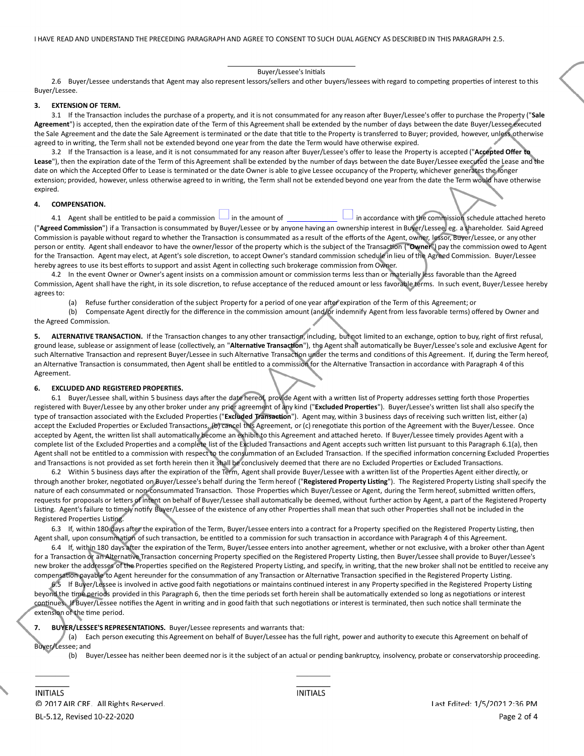I HAVE READ AND UNDERSTAND THE PRECEDING PARAGRAPH AND AGREE TO CONSENT TO SUCH DUAL AGENCY AS DESCRIBED IN THIS PARAGRAPH 2.5.

\_\_\_\_\_\_\_\_\_\_\_\_\_\_\_\_\_\_\_\_\_\_\_\_
Buyer/Lessee's Initials

2.6 Buyer/Lessee understands that Agent may also represent lessors/sellers and other buyers/lessees with regard to competing properties of interest to this Buyer/Lessee.

**3. EXTENSION OF TERM.**

3.1 If the Transaction includes the purchase of a property, and it is not consummated for any reason after Buyer/Lessee's offer to purchase the Property ("**Sale Agreement**") is accepted, then the expiration date of the Term of this Agreement shall be extended by the number of days between the date Buyer/Lessee executed the Sale Agreement and the date the Sale Agreement is terminated or the date that title to the Property is transferred to Buyer; provided, however, unless otherwise agreed to in writing, the Term shall not be extended beyond one year from the date the Term would have otherwise expired.

3.2 If the Transaction is a lease, and it is not consummated for any reason after Buyer/Lessee's offer to lease the Property is accepted ("**Accepted Offer to Lease**"), then the expiration date of the Term of this Agreement shall be extended by the number of days between the date Buyer/Lessee executed the Lease and the date on which the Accepted Offer to Lease is terminated or the date Owner is able to give Lessee occupancy of the Property, whichever generates the longer extension; provided, however, unless otherwise agreed to in writing, the Term shall not be extended beyond one year from the date the Term would have otherwise expired.

**4. COMPENSATION.**

4.1 Agent shall be entitled to be paid a commission ☐ in the amount of \_\_\_\_\_\_\_\_\_\_\_\_ ☐ in accordance with the commission schedule attached hereto ("**Agreed Commission**") if a Transaction is consummated by Buyer/Lessee or by anyone having an ownership interest in Buyer/Lessee, eg. a shareholder. Said Agreed Commission is payable without regard to whether the Transaction is consummated as a result of the efforts of the Agent, owner, lessor, Buyer/Lessee, or any other person or entity. Agent shall endeavor to have the owner/lessor of the property which is the subject of the Transaction ("**Owner**") pay the commission owed to Agent for the Transaction. Agent may elect, at Agent's sole discretion, to accept Owner's standard commission schedule in lieu of the Agreed Commission. Buyer/Lessee hereby agrees to use its best efforts to support and assist Agent in collecting such brokerage commission from Owner.

4.2 In the event Owner or Owner's agent insists on a commission amount or commission terms less than or materially less favorable than the Agreed Commission, Agent shall have the right, in its sole discretion, to refuse acceptance of the reduced amount or less favorable terms. In such event, Buyer/Lessee hereby agrees to:

(a) Refuse further consideration of the subject Property for a period of one year after expiration of the Term of this Agreement; or

(b) Compensate Agent directly for the difference in the commission amount (and/or indemnify Agent from less favorable terms) offered by Owner and the Agreed Commission.

**5. ALTERNATIVE TRANSACTION.** If the Transaction changes to any other transaction, including, but not limited to an exchange, option to buy, right of first refusal, ground lease, sublease or assignment of lease (collectively, an "**Alternative Transaction**"), the Agent shall automatically be Buyer/Lessee's sole and exclusive Agent for such Alternative Transaction and represent Buyer/Lessee in such Alternative Transaction under the terms and conditions of this Agreement. If, during the Term hereof, an Alternative Transaction is consummated, then Agent shall be entitled to a commission for the Alternative Transaction in accordance with Paragraph 4 of this Agreement.

**6. EXCLUDED AND REGISTERED PROPERTIES.**

6.1 Buyer/Lessee shall, within 5 business days after the date hereof, provide Agent with a written list of Property addresses setting forth those Properties registered with Buyer/Lessee by any other broker under any prior agreement of any kind ("**Excluded Properties**"). Buyer/Lessee's written list shall also specify the type of transaction associated with the Excluded Properties ("**Excluded Transaction**"). Agent may, within 3 business days of receiving such written list, either (a) accept the Excluded Properties or Excluded Transactions, (b) cancel this Agreement, or (c) renegotiate this portion of the Agreement with the Buyer/Lessee. Once accepted by Agent, the written list shall automatically become an exhibit to this Agreement and attached hereto. If Buyer/Lessee timely provides Agent with a complete list of the Excluded Properties and a complete list of the Excluded Transactions and Agent accepts such written list pursuant to this Paragraph 6.1(a), then Agent shall not be entitled to a commission with respect to the consummation of an Excluded Transaction. If the specified information concerning Excluded Properties and Transactions is not provided as set forth herein then it shall be conclusively deemed that there are no Excluded Properties or Excluded Transactions.

6.2 Within 5 business days after the expiration of the Term, Agent shall provide Buyer/Lessee with a written list of the Properties Agent either directly, or through another broker, negotiated on Buyer/Lessee's behalf during the Term hereof ("**Registered Property Listing**"). The Registered Property Listing shall specify the nature of each consummated or non-consummated Transaction. Those Properties which Buyer/Lessee or Agent, during the Term hereof, submitted written offers, requests for proposals or letters of intent on behalf of Buyer/Lessee shall automatically be deemed, without further action by Agent, a part of the Registered Property Listing. Agent's failure to timely notify Buyer/Lessee of the existence of any other Properties shall mean that such other Properties shall not be included in the Registered Properties Listing.

6.3 If, within 180 days after the expiration of the Term, Buyer/Lessee enters into a contract for a Property specified on the Registered Property Listing, then Agent shall, upon consummation of such transaction, be entitled to a commission for such transaction in accordance with Paragraph 4 of this Agreement.

6.4 If, within 180 days after the expiration of the Term, Buyer/Lessee enters into another agreement, whether or not exclusive, with a broker other than Agent for a Transaction or an Alternative Transaction concerning Property specified on the Registered Property Listing, then Buyer/Lessee shall provide to Buyer/Lessee's new broker the addresses of the Properties specified on the Registered Property Listing, and specify, in writing, that the new broker shall not be entitled to receive any compensation payable to Agent hereunder for the consummation of any Transaction or Alternative Transaction specified in the Registered Property Listing.

6.5 If Buyer/Lessee is involved in active good faith negotiations or maintains continued interest in any Property specified in the Registered Property Listing beyond the time periods provided in this Paragraph 6, then the time periods set forth herein shall be automatically extended so long as negotiations or interest continues. If Buyer/Lessee notifies the Agent in writing and in good faith that such negotiations or interest is terminated, then such notice shall terminate the extension of the time period.

**7. BUYER/LESSEE'S REPRESENTATIONS.** Buyer/Lessee represents and warrants that:

(a) Each person executing this Agreement on behalf of Buyer/Lessee has the full right, power and authority to execute this Agreement on behalf of Buyer/Lessee; and

(b) Buyer/Lessee has neither been deemed nor is it the subject of an actual or pending bankruptcy, insolvency, probate or conservatorship proceeding.

\_\_\_\_\_\_\_\_ \_\_\_\_\_\_\_\_
INITIALS INITIALS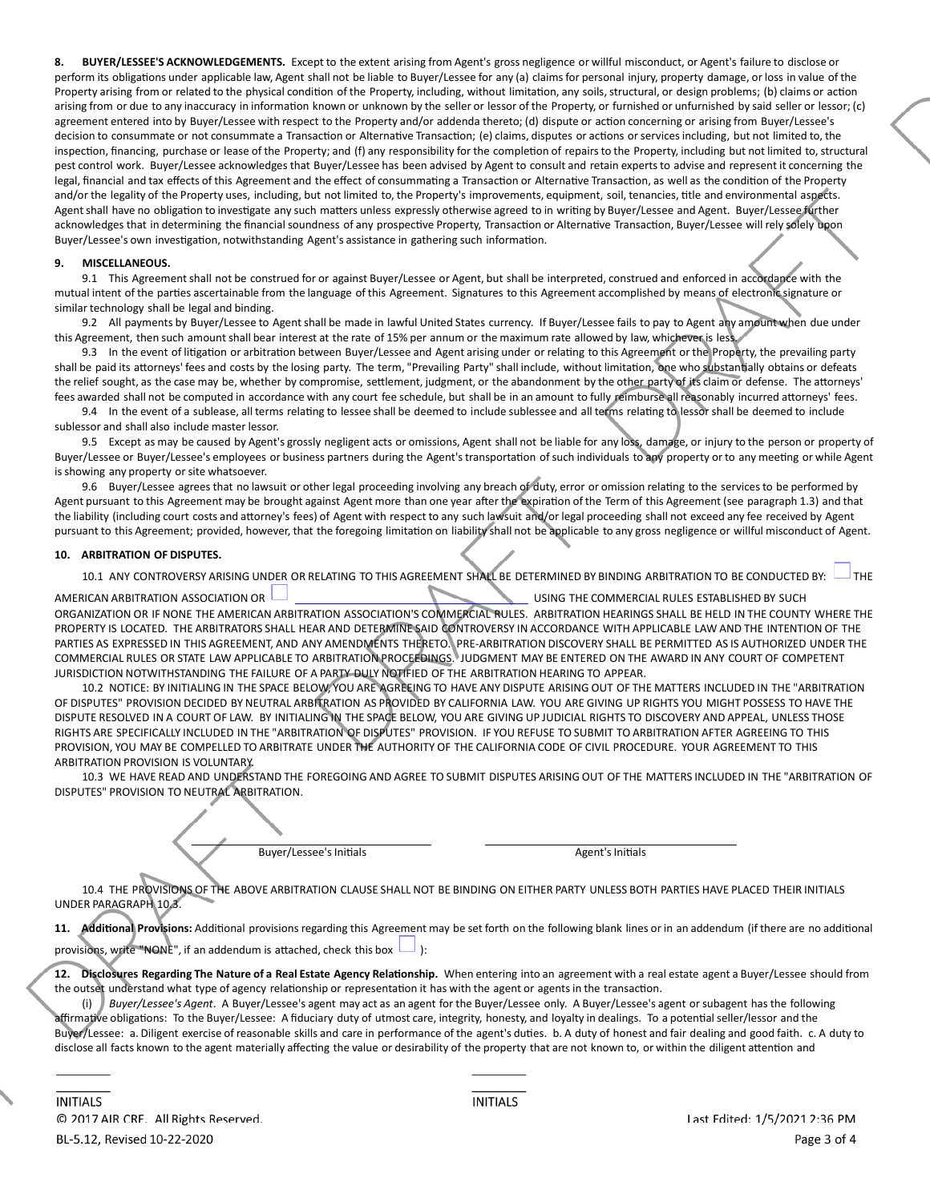**8. BUYER/LESSEE'S ACKNOWLEDGEMENTS.** Except to the extent arising from Agent's gross negligence or willful misconduct, or Agent's failure to disclose or perform its obligations under applicable law, Agent shall not be liable to Buyer/Lessee for any (a) claims for personal injury, property damage, or loss in value of the Property arising from or related to the physical condition of the Property, including, without limitation, any soils, structural, or design problems; (b) claims or action arising from or due to any inaccuracy in information known or unknown by the seller or lessor of the Property, or furnished or unfurnished by said seller or lessor; (c) agreement entered into by Buyer/Lessee with respect to the Property and/or addenda thereto; (d) dispute or action concerning or arising from Buyer/Lessee's decision to consummate or not consummate a Transaction or Alternative Transaction; (e) claims, disputes or actions or services including, but not limited to, the inspection, financing, purchase or lease of the Property; and (f) any responsibility for the completion of repairs to the Property, including but not limited to, structural pest control work. Buyer/Lessee acknowledges that Buyer/Lessee has been advised by Agent to consult and retain experts to advise and represent it concerning the legal, financial and tax effects of this Agreement and the effect of consummating a Transaction or Alternative Transaction, as well as the condition of the Property and/or the legality of the Property uses, including, but not limited to, the Property's improvements, equipment, soil, tenancies, title and environmental aspects. Agent shall have no obligation to investigate any such matters unless expressly otherwise agreed to in writing by Buyer/Lessee and Agent. Buyer/Lessee further acknowledges that in determining the financial soundness of any prospective Property, Transaction or Alternative Transaction, Buyer/Lessee will rely solely upon Buyer/Lessee's own investigation, notwithstanding Agent's assistance in gathering such information.

**9. MISCELLANEOUS.**

9.1 This Agreement shall not be construed for or against Buyer/Lessee or Agent, but shall be interpreted, construed and enforced in accordance with the mutual intent of the parties ascertainable from the language of this Agreement. Signatures to this Agreement accomplished by means of electronic signature or similar technology shall be legal and binding.

9.2 All payments by Buyer/Lessee to Agent shall be made in lawful United States currency. If Buyer/Lessee fails to pay to Agent any amount when due under this Agreement, then such amount shall bear interest at the rate of 15% per annum or the maximum rate allowed by law, whichever is less.

9.3 In the event of litigation or arbitration between Buyer/Lessee and Agent arising under or relating to this Agreement or the Property, the prevailing party shall be paid its attorneys' fees and costs by the losing party. The term, "Prevailing Party" shall include, without limitation, one who substantially obtains or defeats the relief sought, as the case may be, whether by compromise, settlement, judgment, or the abandonment by the other party of its claim or defense. The attorneys' fees awarded shall not be computed in accordance with any court fee schedule, but shall be in an amount to fully reimburse all reasonably incurred attorneys' fees.

9.4 In the event of a sublease, all terms relating to lessee shall be deemed to include sublessee and all terms relating to lessor shall be deemed to include sublessor and shall also include master lessor.

9.5 Except as may be caused by Agent's grossly negligent acts or omissions, Agent shall not be liable for any loss, damage, or injury to the person or property of Buyer/Lessee or Buyer/Lessee's employees or business partners during the Agent's transportation of such individuals to any property or to any meeting or while Agent is showing any property or site whatsoever.

9.6 Buyer/Lessee agrees that no lawsuit or other legal proceeding involving any breach of duty, error or omission relating to the services to be performed by Agent pursuant to this Agreement may be brought against Agent more than one year after the expiration of the Term of this Agreement (see paragraph 1.3) and that the liability (including court costs and attorney's fees) of Agent with respect to any such lawsuit and/or legal proceeding shall not exceed any fee received by Agent pursuant to this Agreement; provided, however, that the foregoing limitation on liability shall not be applicable to any gross negligence or willful misconduct of Agent.

**10. ARBITRATION OF DISPUTES.**

10.1 ANY CONTROVERSY ARISING UNDER OR RELATING TO THIS AGREEMENT SHALL BE DETERMINED BY BINDING ARBITRATION TO BE CONDUCTED BY: ☐ THE AMERICAN ARBITRATION ASSOCIATION OR ☐ ______________________________ USING THE COMMERCIAL RULES ESTABLISHED BY SUCH ORGANIZATION OR IF NONE THE AMERICAN ARBITRATION ASSOCIATION'S COMMERCIAL RULES. ARBITRATION HEARINGS SHALL BE HELD IN THE COUNTY WHERE THE PROPERTY IS LOCATED. THE ARBITRATORS SHALL HEAR AND DETERMINE SAID CONTROVERSY IN ACCORDANCE WITH APPLICABLE LAW AND THE INTENTION OF THE PARTIES AS EXPRESSED IN THIS AGREEMENT, AND ANY AMENDMENTS THERETO. PRE-ARBITRATION DISCOVERY SHALL BE PERMITTED AS IS AUTHORIZED UNDER THE COMMERCIAL RULES OR STATE LAW APPLICABLE TO ARBITRATION PROCEEDINGS. JUDGMENT MAY BE ENTERED ON THE AWARD IN ANY COURT OF COMPETENT JURISDICTION NOTWITHSTANDING THE FAILURE OF A PARTY DULY NOTIFIED OF THE ARBITRATION HEARING TO APPEAR.

10.2 NOTICE: BY INITIALING IN THE SPACE BELOW, YOU ARE AGREEING TO HAVE ANY DISPUTE ARISING OUT OF THE MATTERS INCLUDED IN THE "ARBITRATION OF DISPUTES" PROVISION DECIDED BY NEUTRAL ARBITRATION AS PROVIDED BY CALIFORNIA LAW. YOU ARE GIVING UP RIGHTS YOU MIGHT POSSESS TO HAVE THE DISPUTE RESOLVED IN A COURT OF LAW. BY INITIALING IN THE SPACE BELOW, YOU ARE GIVING UP JUDICIAL RIGHTS TO DISCOVERY AND APPEAL, UNLESS THOSE RIGHTS ARE SPECIFICALLY INCLUDED IN THE "ARBITRATION OF DISPUTES" PROVISION. IF YOU REFUSE TO SUBMIT TO ARBITRATION AFTER AGREEING TO THIS PROVISION, YOU MAY BE COMPELLED TO ARBITRATE UNDER THE AUTHORITY OF THE CALIFORNIA CODE OF CIVIL PROCEDURE. YOUR AGREEMENT TO THIS ARBITRATION PROVISION IS VOLUNTARY.

10.3 WE HAVE READ AND UNDERSTAND THE FOREGOING AND AGREE TO SUBMIT DISPUTES ARISING OUT OF THE MATTERS INCLUDED IN THE "ARBITRATION OF DISPUTES" PROVISION TO NEUTRAL ARBITRATION.

______________________________ ______________________________
Buyer/Lessee's Initials Agent's Initials

10.4 THE PROVISIONS OF THE ABOVE ARBITRATION CLAUSE SHALL NOT BE BINDING ON EITHER PARTY UNLESS BOTH PARTIES HAVE PLACED THEIR INITIALS UNDER PARAGRAPH 10.3.

**11. Additional Provisions:** Additional provisions regarding this Agreement may be set forth on the following blank lines or in an addendum (if there are no additional provisions, write "NONE", if an addendum is attached, check this box ☐ ):

**12. Disclosures Regarding The Nature of a Real Estate Agency Relationship.** When entering into an agreement with a real estate agent a Buyer/Lessee should from the outset understand what type of agency relationship or representation it has with the agent or agents in the transaction.

(i) *Buyer/Lessee's Agent*. A Buyer/Lessee's agent may act as an agent for the Buyer/Lessee only. A Buyer/Lessee's agent or subagent has the following affirmative obligations: To the Buyer/Lessee: A fiduciary duty of utmost care, integrity, honesty, and loyalty in dealings. To a potential seller/lessor and the Buyer/Lessee: a. Diligent exercise of reasonable skills and care in performance of the agent's duties. b. A duty of honest and fair dealing and good faith. c. A duty to disclose all facts known to the agent materially affecting the value or desirability of the property that are not known to, or within the diligent attention and

________ ________
INITIALS INITIALS

© 2017 AIR CRE. All Rights Reserved.
BL-5.12, Revised 10-22-2020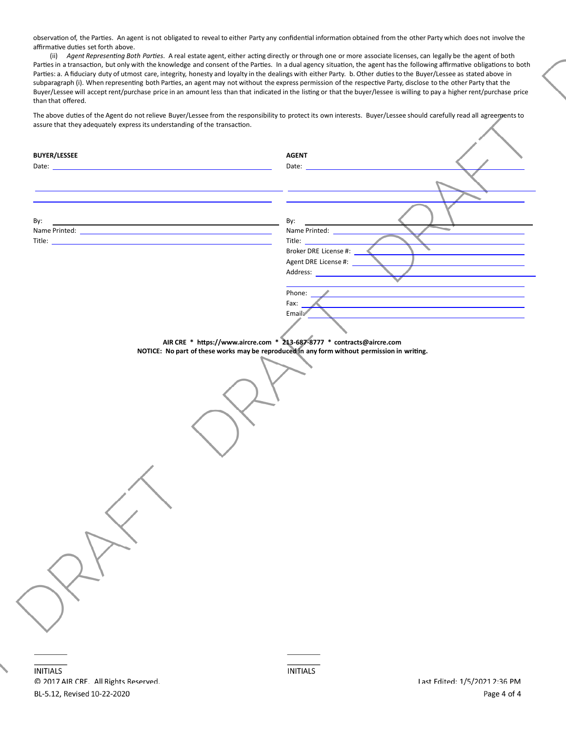observation of, the Parties. An agent is not obligated to reveal to either Party any confidential information obtained from the other Party which does not involve the affirmative duties set forth above.

(ii) *Agent Representing Both Parties.* A real estate agent, either acting directly or through one or more associate licenses, can legally be the agent of both Parties in a transaction, but only with the knowledge and consent of the Parties. In a dual agency situation, the agent has the following affirmative obligations to both Parties: a. A fiduciary duty of utmost care, integrity, honesty and loyalty in the dealings with either Party. b. Other duties to the Buyer/Lessee as stated above in subparagraph (i). When representing both Parties, an agent may not without the express permission of the respective Party, disclose to the other Party that the Buyer/Lessee will accept rent/purchase price in an amount less than that indicated in the listing or that the buyer/lessee is willing to pay a higher rent/purchase price than that offered.

The above duties of the Agent do not relieve Buyer/Lessee from the responsibility to protect its own interests. Buyer/Lessee should carefully read all agreements to assure that they adequately express its understanding of the transaction.

**BUYER/LESSEE**

Date: ______________________

______________________

______________________

By: ______________________

Name Printed: ______________________

Title: ______________________

**AGENT**

Date: ______________________

______________________

______________________

By: ______________________

Name Printed: ______________________

Title: ______________________

Broker DRE License #: ______________________

Agent DRE License #: ______________________

Address: ______________________

______________________

Phone: ______________________

Fax: ______________________

Email: ______________________

**AIR CRE * https://www.aircre.com * 213-687-8777 * contracts@aircre.com**

**NOTICE: No part of these works may be reproduced in any form without permission in writing.**

________ INITIALS

________ INITIALS

© 2017 AIR CRE. All Rights Reserved.

BL-5.12, Revised 10-22-2020

Last Edited: 1/5/2021 2:36 PM